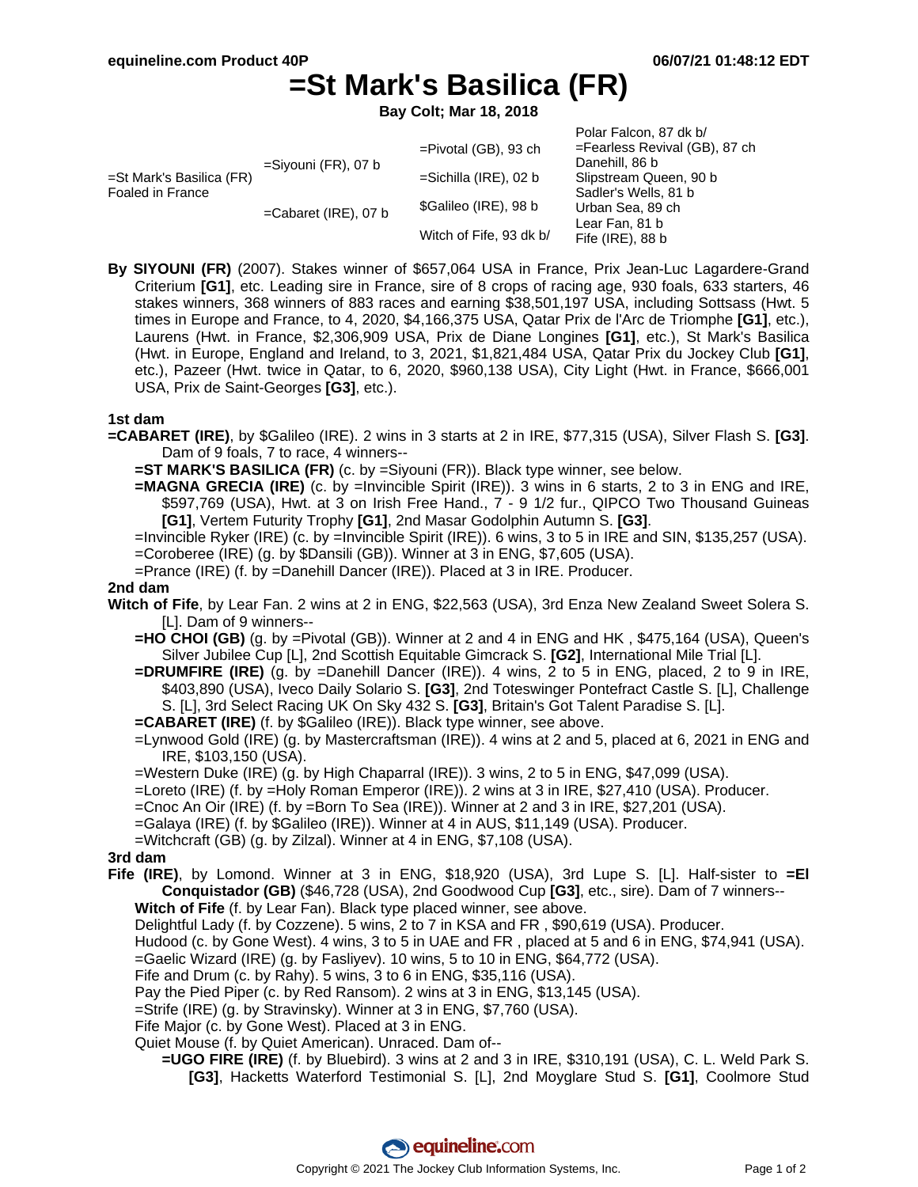# =St Mark's Basilica (FR)

**Bay Colt; Mar 18, 2018**

| | | | |
|---|---|---|---|
| =St Mark's Basilica (FR) Foaled in France | =Siyouni (FR), 07 b | =Pivotal (GB), 93 ch | Polar Falcon, 87 dk b/ |
| | | | =Fearless Revival (GB), 87 ch |
| | | =Sichilla (IRE), 02 b | Danehill, 86 b |
| | | | Slipstream Queen, 90 b |
| | =Cabaret (IRE), 07 b | $Galileo (IRE), 98 b | Sadler's Wells, 81 b |
| | | | Urban Sea, 89 ch |
| | | Witch of Fife, 93 dk b/ | Lear Fan, 81 b |
| | | | Fife (IRE), 88 b |

**By SIYOUNI (FR)** (2007). Stakes winner of $657,064 USA in France, Prix Jean-Luc Lagardere-Grand Criterium **[G1]**, etc. Leading sire in France, sire of 8 crops of racing age, 930 foals, 633 starters, 46 stakes winners, 368 winners of 883 races and earning $38,501,197 USA, including Sottsass (Hwt. 5 times in Europe and France, to 4, 2020, $4,166,375 USA, Qatar Prix de l'Arc de Triomphe **[G1]**, etc.), Laurens (Hwt. in France, $2,306,909 USA, Prix de Diane Longines **[G1]**, etc.), St Mark's Basilica (Hwt. in Europe, England and Ireland, to 3, 2021, $1,821,484 USA, Qatar Prix du Jockey Club **[G1]**, etc.), Pazeer (Hwt. twice in Qatar, to 6, 2020, $960,138 USA), City Light (Hwt. in France, $666,001 USA, Prix de Saint-Georges **[G3]**, etc.).

### 1st dam

**=CABARET (IRE)**, by $Galileo (IRE). 2 wins in 3 starts at 2 in IRE, $77,315 (USA), Silver Flash S. **[G3]**. Dam of 9 foals, 7 to race, 4 winners--

- **=ST MARK'S BASILICA (FR)** (c. by =Siyouni (FR)). Black type winner, see below.
- **=MAGNA GRECIA (IRE)** (c. by =Invincible Spirit (IRE)). 3 wins in 6 starts, 2 to 3 in ENG and IRE, $597,769 (USA), Hwt. at 3 on Irish Free Hand., 7 - 9 1/2 fur., QIPCO Two Thousand Guineas **[G1]**, Vertem Futurity Trophy **[G1]**, 2nd Masar Godolphin Autumn S. **[G3]**.
- =Invincible Ryker (IRE) (c. by =Invincible Spirit (IRE)). 6 wins, 3 to 5 in IRE and SIN, $135,257 (USA).
- =Coroberee (IRE) (g. by $Dansili (GB)). Winner at 3 in ENG, $7,605 (USA).
- =Prance (IRE) (f. by =Danehill Dancer (IRE)). Placed at 3 in IRE. Producer.

### 2nd dam

**Witch of Fife**, by Lear Fan. 2 wins at 2 in ENG, $22,563 (USA), 3rd Enza New Zealand Sweet Solera S. [L]. Dam of 9 winners--

- **=HO CHOI (GB)** (g. by =Pivotal (GB)). Winner at 2 and 4 in ENG and HK , $475,164 (USA), Queen's Silver Jubilee Cup [L], 2nd Scottish Equitable Gimcrack S. **[G2]**, International Mile Trial [L].
- **=DRUMFIRE (IRE)** (g. by =Danehill Dancer (IRE)). 4 wins, 2 to 5 in ENG, placed, 2 to 9 in IRE, $403,890 (USA), Iveco Daily Solario S. **[G3]**, 2nd Toteswinger Pontefract Castle S. [L], Challenge S. [L], 3rd Select Racing UK On Sky 432 S. **[G3]**, Britain's Got Talent Paradise S. [L].
- **=CABARET (IRE)** (f. by $Galileo (IRE)). Black type winner, see above.
- =Lynwood Gold (IRE) (g. by Mastercraftsman (IRE)). 4 wins at 2 and 5, placed at 6, 2021 in ENG and IRE, $103,150 (USA).
- =Western Duke (IRE) (g. by High Chaparral (IRE)). 3 wins, 2 to 5 in ENG, $47,099 (USA).
- =Loreto (IRE) (f. by =Holy Roman Emperor (IRE)). 2 wins at 3 in IRE, $27,410 (USA). Producer.
- =Cnoc An Oir (IRE) (f. by =Born To Sea (IRE)). Winner at 2 and 3 in IRE, $27,201 (USA).
- =Galaya (IRE) (f. by $Galileo (IRE)). Winner at 4 in AUS, $11,149 (USA). Producer.
- =Witchcraft (GB) (g. by Zilzal). Winner at 4 in ENG, $7,108 (USA).

### 3rd dam

**Fife (IRE)**, by Lomond. Winner at 3 in ENG, $18,920 (USA), 3rd Lupe S. [L]. Half-sister to **=El Conquistador (GB)** ($46,728 (USA), 2nd Goodwood Cup **[G3]**, etc., sire). Dam of 7 winners--

- **Witch of Fife** (f. by Lear Fan). Black type placed winner, see above.
- Delightful Lady (f. by Cozzene). 5 wins, 2 to 7 in KSA and FR , $90,619 (USA). Producer.
- Hudood (c. by Gone West). 4 wins, 3 to 5 in UAE and FR , placed at 5 and 6 in ENG, $74,941 (USA).
- =Gaelic Wizard (IRE) (g. by Fasliyev). 10 wins, 5 to 10 in ENG, $64,772 (USA).
- Fife and Drum (c. by Rahy). 5 wins, 3 to 6 in ENG, $35,116 (USA).
- Pay the Pied Piper (c. by Red Ransom). 2 wins at 3 in ENG, $13,145 (USA).
- =Strife (IRE) (g. by Stravinsky). Winner at 3 in ENG, $7,760 (USA).
- Fife Major (c. by Gone West). Placed at 3 in ENG.
- Quiet Mouse (f. by Quiet American). Unraced. Dam of--
  - **=UGO FIRE (IRE)** (f. by Bluebird). 3 wins at 2 and 3 in IRE, $310,191 (USA), C. L. Weld Park S. **[G3]**, Hacketts Waterford Testimonial S. [L], 2nd Moyglare Stud S. **[G1]**, Coolmore Stud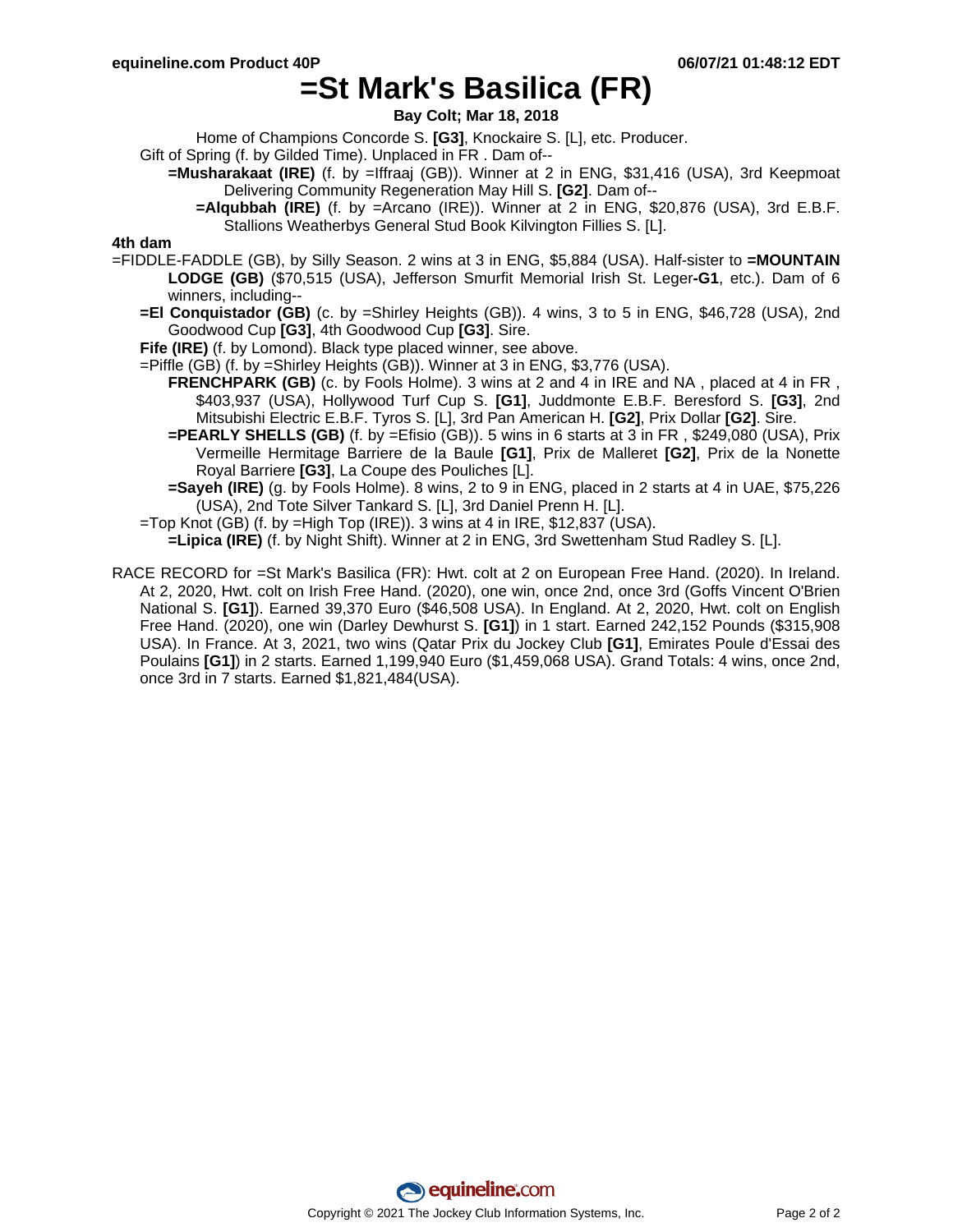# =St Mark's Basilica (FR)

**Bay Colt; Mar 18, 2018**

Home of Champions Concorde S. **[G3]**, Knockaire S. [L], etc. Producer.

Gift of Spring (f. by Gilded Time). Unplaced in FR . Dam of--

**=Musharakaat (IRE)** (f. by =Iffraaj (GB)). Winner at 2 in ENG, $31,416 (USA), 3rd Keepmoat Delivering Community Regeneration May Hill S. **[G2]**. Dam of--

**=Alqubbah (IRE)** (f. by =Arcano (IRE)). Winner at 2 in ENG, $20,876 (USA), 3rd E.B.F. Stallions Weatherbys General Stud Book Kilvington Fillies S. [L].

**4th dam**

=FIDDLE-FADDLE (GB), by Silly Season. 2 wins at 3 in ENG, $5,884 (USA). Half-sister to **=MOUNTAIN LODGE (GB)** ($70,515 (USA), Jefferson Smurfit Memorial Irish St. Leger**-G1**, etc.). Dam of 6 winners, including--

**=El Conquistador (GB)** (c. by =Shirley Heights (GB)). 4 wins, 3 to 5 in ENG, $46,728 (USA), 2nd Goodwood Cup **[G3]**, 4th Goodwood Cup **[G3]**. Sire.

**Fife (IRE)** (f. by Lomond). Black type placed winner, see above.

=Piffle (GB) (f. by =Shirley Heights (GB)). Winner at 3 in ENG, $3,776 (USA).

**FRENCHPARK (GB)** (c. by Fools Holme). 3 wins at 2 and 4 in IRE and NA , placed at 4 in FR , $403,937 (USA), Hollywood Turf Cup S. **[G1]**, Juddmonte E.B.F. Beresford S. **[G3]**, 2nd Mitsubishi Electric E.B.F. Tyros S. [L], 3rd Pan American H. **[G2]**, Prix Dollar **[G2]**. Sire.

**=PEARLY SHELLS (GB)** (f. by =Efisio (GB)). 5 wins in 6 starts at 3 in FR , $249,080 (USA), Prix Vermeille Hermitage Barriere de la Baule **[G1]**, Prix de Malleret **[G2]**, Prix de la Nonette Royal Barriere **[G3]**, La Coupe des Pouliches [L].

**=Sayeh (IRE)** (g. by Fools Holme). 8 wins, 2 to 9 in ENG, placed in 2 starts at 4 in UAE, $75,226 (USA), 2nd Tote Silver Tankard S. [L], 3rd Daniel Prenn H. [L].

=Top Knot (GB) (f. by =High Top (IRE)). 3 wins at 4 in IRE, $12,837 (USA).

**=Lipica (IRE)** (f. by Night Shift). Winner at 2 in ENG, 3rd Swettenham Stud Radley S. [L].

RACE RECORD for =St Mark's Basilica (FR): Hwt. colt at 2 on European Free Hand. (2020). In Ireland. At 2, 2020, Hwt. colt on Irish Free Hand. (2020), one win, once 2nd, once 3rd (Goffs Vincent O'Brien National S. **[G1]**). Earned 39,370 Euro ($46,508 USA). In England. At 2, 2020, Hwt. colt on English Free Hand. (2020), one win (Darley Dewhurst S. **[G1]**) in 1 start. Earned 242,152 Pounds ($315,908 USA). In France. At 3, 2021, two wins (Qatar Prix du Jockey Club **[G1]**, Emirates Poule d'Essai des Poulains **[G1]**) in 2 starts. Earned 1,199,940 Euro ($1,459,068 USA). Grand Totals: 4 wins, once 2nd, once 3rd in 7 starts. Earned $1,821,484(USA).